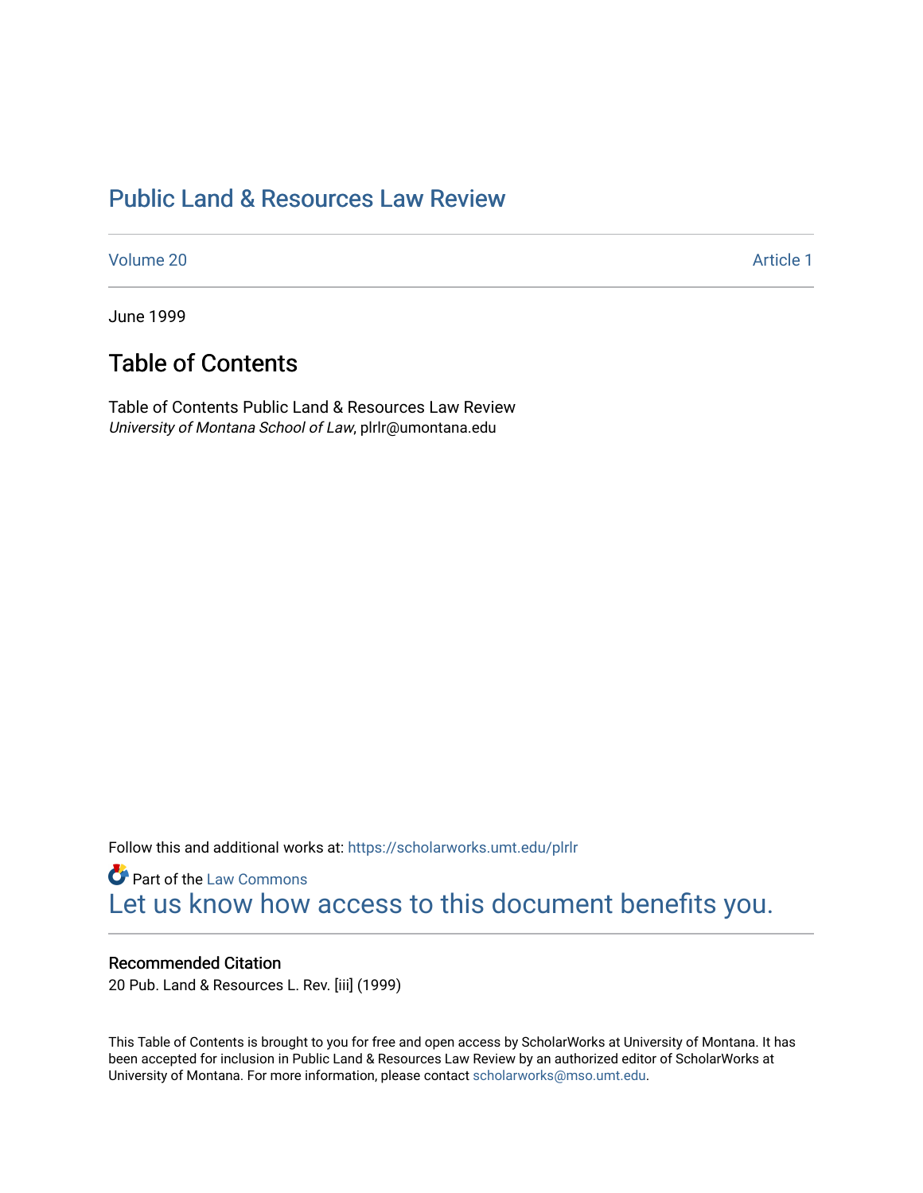# Public Land & Resources Law Review

Volume 20 Article 1

June 1999

## Table of Contents

Table of Contents Public Land & Resources Law Review
*University of Montana School of Law*, plrlr@umontana.edu

Follow this and additional works at: https://scholarworks.umt.edu/plrlr

Part of the Law Commons
Let us know how access to this document benefits you.

### Recommended Citation

20 Pub. Land & Resources L. Rev. [iii] (1999)

This Table of Contents is brought to you for free and open access by ScholarWorks at University of Montana. It has been accepted for inclusion in Public Land & Resources Law Review by an authorized editor of ScholarWorks at University of Montana. For more information, please contact scholarworks@mso.umt.edu.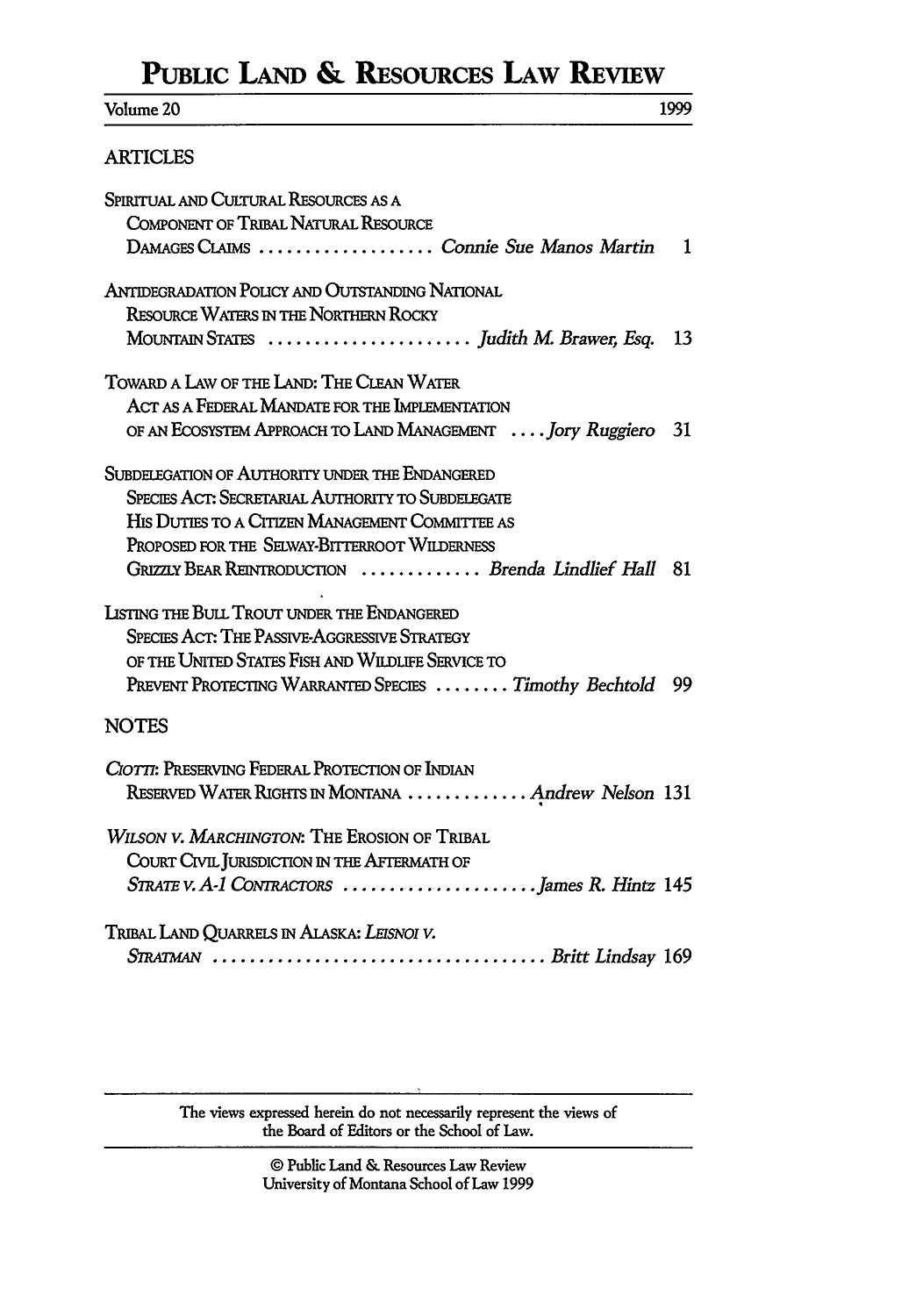# PUBLIC LAND & RESOURCES LAW REVIEW

Volume 20 1999

## ARTICLES

SPIRITUAL AND CULTURAL RESOURCES AS A COMPONENT OF TRIBAL NATURAL RESOURCE DAMAGES CLAIMS .................. *Connie Sue Manos Martin* 1

ANTIDEGRADATION POLICY AND OUTSTANDING NATIONAL RESOURCE WATERS IN THE NORTHERN ROCKY MOUNTAIN STATES ..................... *Judith M. Brawer, Esq.* 13

TOWARD A LAW OF THE LAND: THE CLEAN WATER ACT AS A FEDERAL MANDATE FOR THE IMPLEMENTATION OF AN ECOSYSTEM APPROACH TO LAND MANAGEMENT .... *Jory Ruggiero* 31

SUBDELEGATION OF AUTHORITY UNDER THE ENDANGERED SPECIES ACT: SECRETARIAL AUTHORITY TO SUBDELEGATE HIS DUTIES TO A CITIZEN MANAGEMENT COMMITTEE AS PROPOSED FOR THE SELWAY-BITTERROOT WILDERNESS GRIZZLY BEAR REINTRODUCTION ............. *Brenda Lindlief Hall* 81

LISTING THE BULL TROUT UNDER THE ENDANGERED SPECIES ACT: THE PASSIVE-AGGRESSIVE STRATEGY OF THE UNITED STATES FISH AND WILDLIFE SERVICE TO PREVENT PROTECTING WARRANTED SPECIES ........ *Timothy Bechtold* 99

## NOTES

*CIOTTI*: PRESERVING FEDERAL PROTECTION OF INDIAN RESERVED WATER RIGHTS IN MONTANA ............. *Andrew Nelson* 131

*WILSON V. MARCHINGTON*: THE EROSION OF TRIBAL COURT CIVIL JURISDICTION IN THE AFTERMATH OF *STRATE V. A-1 CONTRACTORS* ..................... *James R. Hintz* 145

TRIBAL LAND QUARRELS IN ALASKA: *LEISNOI V. STRATMAN* .................................... *Britt Lindsay* 169

---

The views expressed herein do not necessarily represent the views of the Board of Editors or the School of Law.

© Public Land & Resources Law Review
University of Montana School of Law 1999